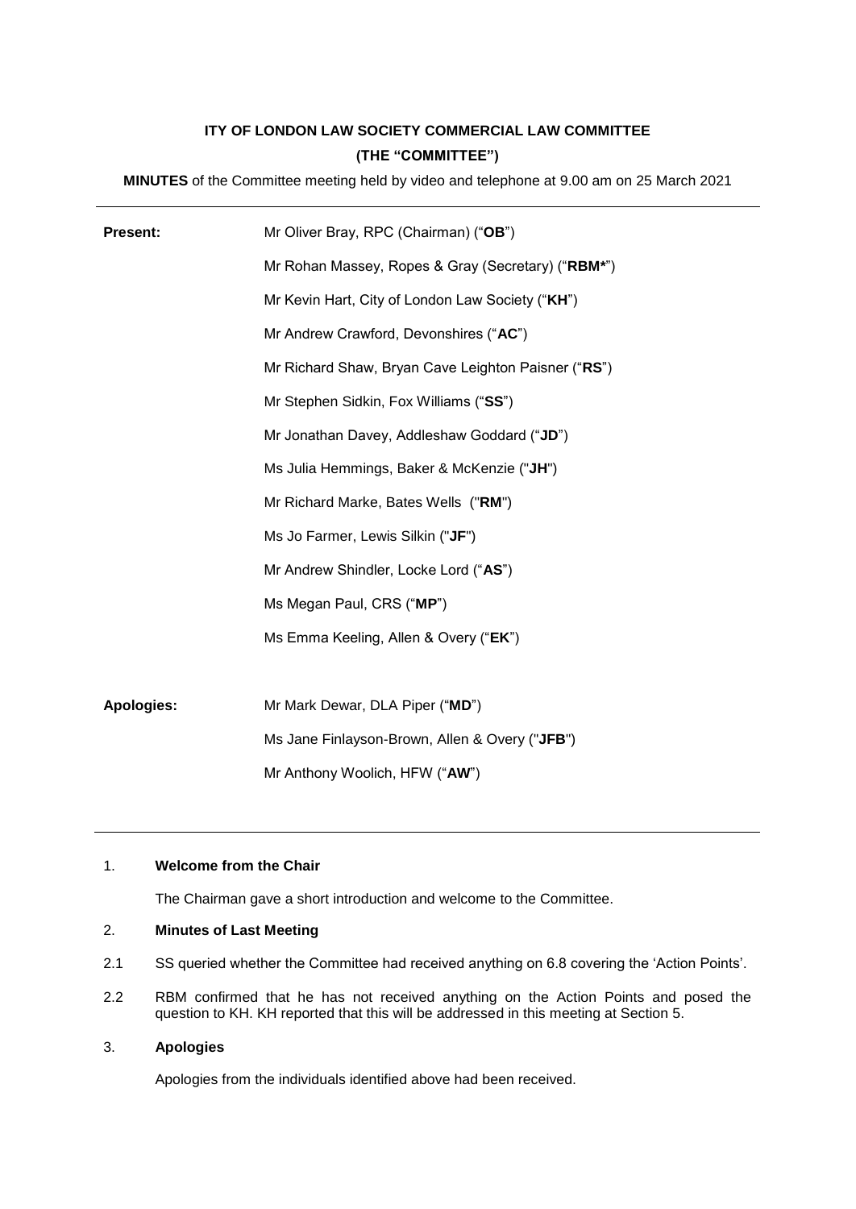# ITY OF LONDON LAW SOCIETY COMMERCIAL LAW COMMITTEE

## (THE "COMMITTEE")

**MINUTES** of the Committee meeting held by video and telephone at 9.00 am on 25 March 2021

---

| | |
|---|---|
| **Present:** | Mr Oliver Bray, RPC (Chairman) ("**OB**") |
| | Mr Rohan Massey, Ropes & Gray (Secretary) ("**RBM***") |
| | Mr Kevin Hart, City of London Law Society ("**KH**") |
| | Mr Andrew Crawford, Devonshires ("**AC**") |
| | Mr Richard Shaw, Bryan Cave Leighton Paisner ("**RS**") |
| | Mr Stephen Sidkin, Fox Williams ("**SS**") |
| | Mr Jonathan Davey, Addleshaw Goddard ("**JD**") |
| | Ms Julia Hemmings, Baker & McKenzie ("**JH**") |
| | Mr Richard Marke, Bates Wells ("**RM**") |
| | Ms Jo Farmer, Lewis Silkin ("**JF**") |
| | Mr Andrew Shindler, Locke Lord ("**AS**") |
| | Ms Megan Paul, CRS ("**MP**") |
| | Ms Emma Keeling, Allen & Overy ("**EK**") |
| **Apologies:** | Mr Mark Dewar, DLA Piper ("**MD**") |
| | Ms Jane Finlayson-Brown, Allen & Overy ("**JFB**") |
| | Mr Anthony Woolich, HFW ("**AW**") |

---

1. **Welcome from the Chair**

   The Chairman gave a short introduction and welcome to the Committee.

2. **Minutes of Last Meeting**

2.1 SS queried whether the Committee had received anything on 6.8 covering the 'Action Points'.

2.2 RBM confirmed that he has not received anything on the Action Points and posed the question to KH. KH reported that this will be addressed in this meeting at Section 5.

3. **Apologies**

   Apologies from the individuals identified above had been received.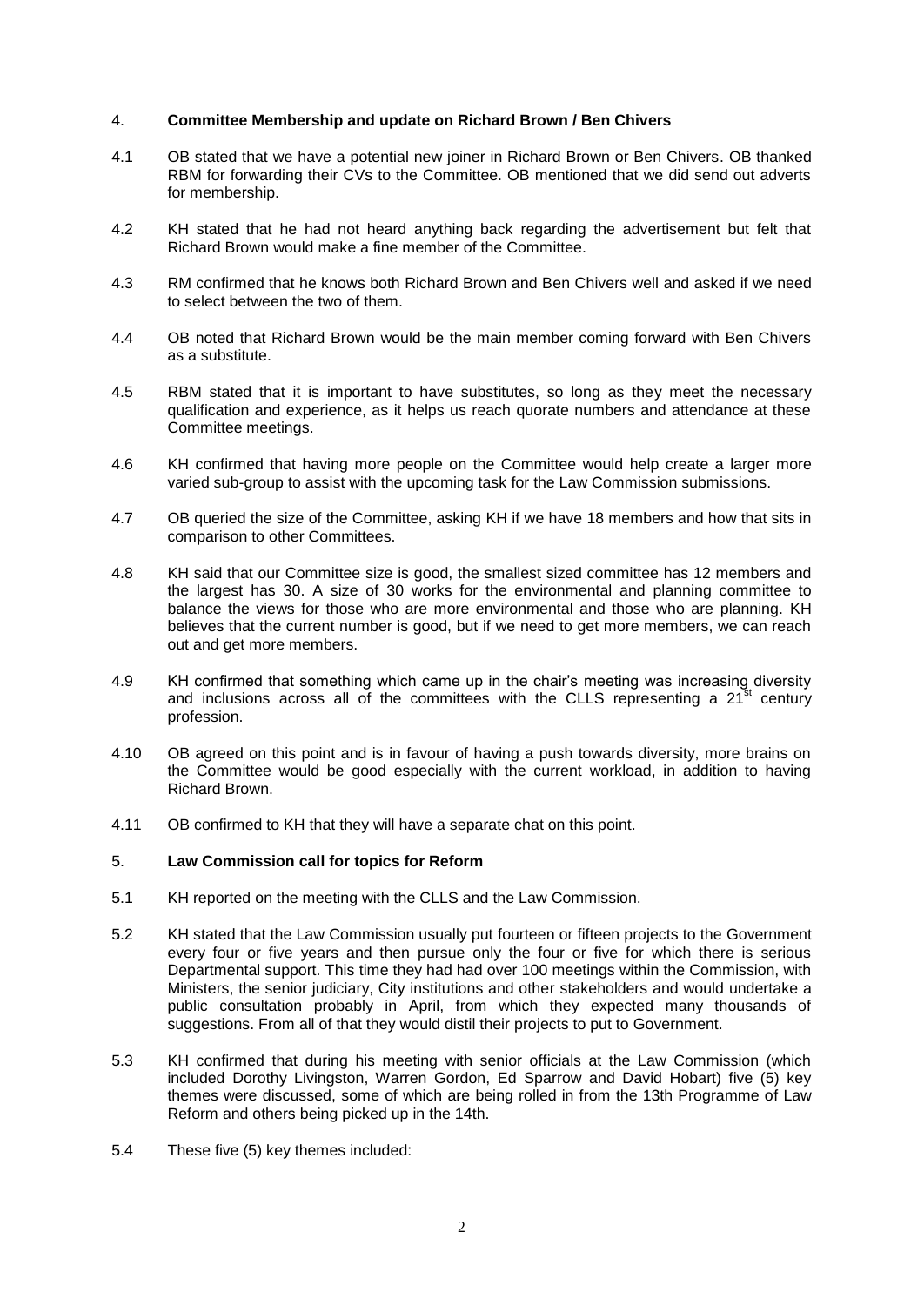4. **Committee Membership and update on Richard Brown / Ben Chivers**

4.1 OB stated that we have a potential new joiner in Richard Brown or Ben Chivers. OB thanked RBM for forwarding their CVs to the Committee. OB mentioned that we did send out adverts for membership.

4.2 KH stated that he had not heard anything back regarding the advertisement but felt that Richard Brown would make a fine member of the Committee.

4.3 RM confirmed that he knows both Richard Brown and Ben Chivers well and asked if we need to select between the two of them.

4.4 OB noted that Richard Brown would be the main member coming forward with Ben Chivers as a substitute.

4.5 RBM stated that it is important to have substitutes, so long as they meet the necessary qualification and experience, as it helps us reach quorate numbers and attendance at these Committee meetings.

4.6 KH confirmed that having more people on the Committee would help create a larger more varied sub-group to assist with the upcoming task for the Law Commission submissions.

4.7 OB queried the size of the Committee, asking KH if we have 18 members and how that sits in comparison to other Committees.

4.8 KH said that our Committee size is good, the smallest sized committee has 12 members and the largest has 30. A size of 30 works for the environmental and planning committee to balance the views for those who are more environmental and those who are planning. KH believes that the current number is good, but if we need to get more members, we can reach out and get more members.

4.9 KH confirmed that something which came up in the chair's meeting was increasing diversity and inclusions across all of the committees with the CLLS representing a 21st century profession.

4.10 OB agreed on this point and is in favour of having a push towards diversity, more brains on the Committee would be good especially with the current workload, in addition to having Richard Brown.

4.11 OB confirmed to KH that they will have a separate chat on this point.

5. **Law Commission call for topics for Reform**

5.1 KH reported on the meeting with the CLLS and the Law Commission.

5.2 KH stated that the Law Commission usually put fourteen or fifteen projects to the Government every four or five years and then pursue only the four or five for which there is serious Departmental support. This time they had had over 100 meetings within the Commission, with Ministers, the senior judiciary, City institutions and other stakeholders and would undertake a public consultation probably in April, from which they expected many thousands of suggestions. From all of that they would distil their projects to put to Government.

5.3 KH confirmed that during his meeting with senior officials at the Law Commission (which included Dorothy Livingston, Warren Gordon, Ed Sparrow and David Hobart) five (5) key themes were discussed, some of which are being rolled in from the 13th Programme of Law Reform and others being picked up in the 14th.

5.4 These five (5) key themes included: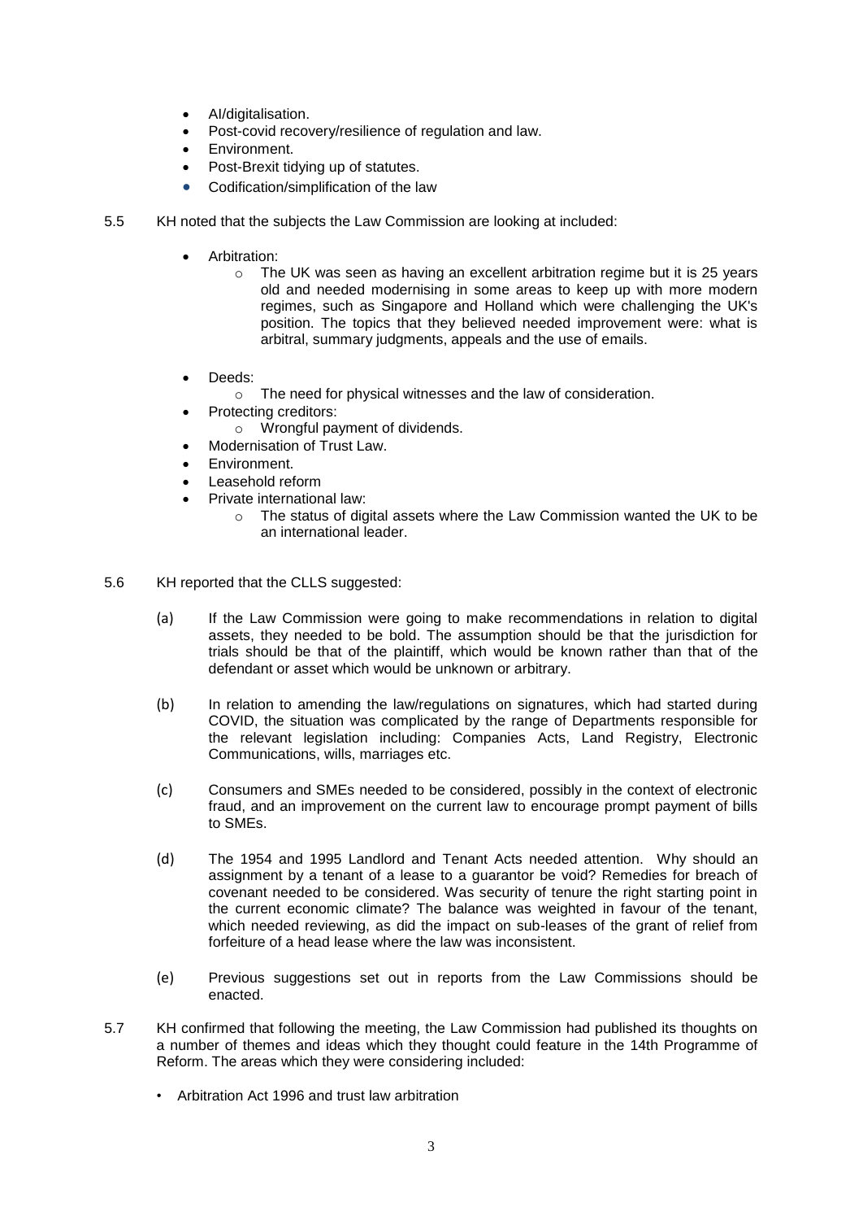- AI/digitalisation.
- Post-covid recovery/resilience of regulation and law.
- Environment.
- Post-Brexit tidying up of statutes.
- Codification/simplification of the law

5.5 KH noted that the subjects the Law Commission are looking at included:

- Arbitration:
  - The UK was seen as having an excellent arbitration regime but it is 25 years old and needed modernising in some areas to keep up with more modern regimes, such as Singapore and Holland which were challenging the UK's position. The topics that they believed needed improvement were: what is arbitral, summary judgments, appeals and the use of emails.
- Deeds:
  - The need for physical witnesses and the law of consideration.
- Protecting creditors:
  - Wrongful payment of dividends.
- Modernisation of Trust Law.
- Environment.
- Leasehold reform
- Private international law:
  - The status of digital assets where the Law Commission wanted the UK to be an international leader.

5.6 KH reported that the CLLS suggested:

(a) If the Law Commission were going to make recommendations in relation to digital assets, they needed to be bold. The assumption should be that the jurisdiction for trials should be that of the plaintiff, which would be known rather than that of the defendant or asset which would be unknown or arbitrary.

(b) In relation to amending the law/regulations on signatures, which had started during COVID, the situation was complicated by the range of Departments responsible for the relevant legislation including: Companies Acts, Land Registry, Electronic Communications, wills, marriages etc.

(c) Consumers and SMEs needed to be considered, possibly in the context of electronic fraud, and an improvement on the current law to encourage prompt payment of bills to SMEs.

(d) The 1954 and 1995 Landlord and Tenant Acts needed attention. Why should an assignment by a tenant of a lease to a guarantor be void? Remedies for breach of covenant needed to be considered. Was security of tenure the right starting point in the current economic climate? The balance was weighted in favour of the tenant, which needed reviewing, as did the impact on sub-leases of the grant of relief from forfeiture of a head lease where the law was inconsistent.

(e) Previous suggestions set out in reports from the Law Commissions should be enacted.

5.7 KH confirmed that following the meeting, the Law Commission had published its thoughts on a number of themes and ideas which they thought could feature in the 14th Programme of Reform. The areas which they were considering included:

- Arbitration Act 1996 and trust law arbitration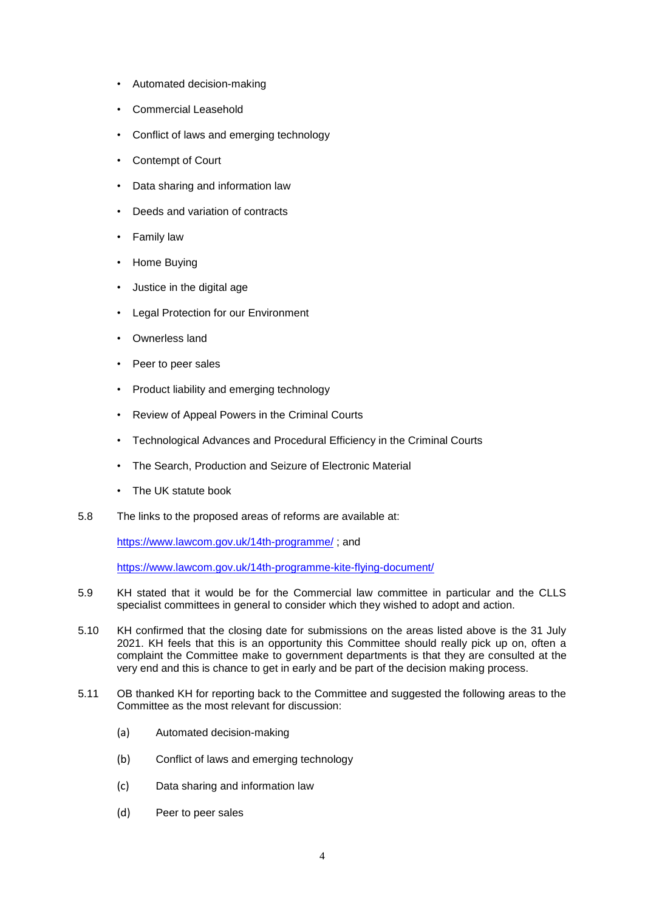- Automated decision-making
- Commercial Leasehold
- Conflict of laws and emerging technology
- Contempt of Court
- Data sharing and information law
- Deeds and variation of contracts
- Family law
- Home Buying
- Justice in the digital age
- Legal Protection for our Environment
- Ownerless land
- Peer to peer sales
- Product liability and emerging technology
- Review of Appeal Powers in the Criminal Courts
- Technological Advances and Procedural Efficiency in the Criminal Courts
- The Search, Production and Seizure of Electronic Material
- The UK statute book

5.8 The links to the proposed areas of reforms are available at:

https://www.lawcom.gov.uk/14th-programme/ ; and

https://www.lawcom.gov.uk/14th-programme-kite-flying-document/

5.9 KH stated that it would be for the Commercial law committee in particular and the CLLS specialist committees in general to consider which they wished to adopt and action.

5.10 KH confirmed that the closing date for submissions on the areas listed above is the 31 July 2021. KH feels that this is an opportunity this Committee should really pick up on, often a complaint the Committee make to government departments is that they are consulted at the very end and this is chance to get in early and be part of the decision making process.

5.11 OB thanked KH for reporting back to the Committee and suggested the following areas to the Committee as the most relevant for discussion:

(a) Automated decision-making

(b) Conflict of laws and emerging technology

(c) Data sharing and information law

(d) Peer to peer sales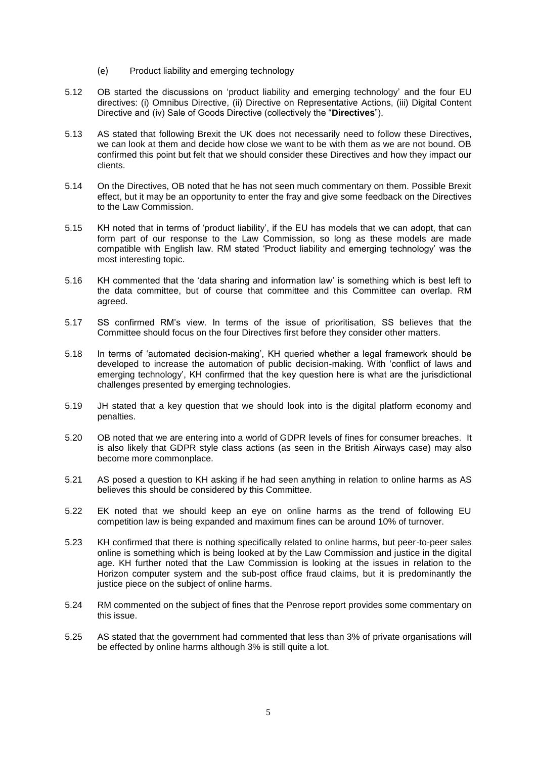(e) Product liability and emerging technology

5.12 OB started the discussions on 'product liability and emerging technology' and the four EU directives: (i) Omnibus Directive, (ii) Directive on Representative Actions, (iii) Digital Content Directive and (iv) Sale of Goods Directive (collectively the "**Directives**").

5.13 AS stated that following Brexit the UK does not necessarily need to follow these Directives, we can look at them and decide how close we want to be with them as we are not bound. OB confirmed this point but felt that we should consider these Directives and how they impact our clients.

5.14 On the Directives, OB noted that he has not seen much commentary on them. Possible Brexit effect, but it may be an opportunity to enter the fray and give some feedback on the Directives to the Law Commission.

5.15 KH noted that in terms of 'product liability', if the EU has models that we can adopt, that can form part of our response to the Law Commission, so long as these models are made compatible with English law. RM stated 'Product liability and emerging technology' was the most interesting topic.

5.16 KH commented that the 'data sharing and information law' is something which is best left to the data committee, but of course that committee and this Committee can overlap. RM agreed.

5.17 SS confirmed RM's view. In terms of the issue of prioritisation, SS believes that the Committee should focus on the four Directives first before they consider other matters.

5.18 In terms of 'automated decision-making', KH queried whether a legal framework should be developed to increase the automation of public decision-making. With 'conflict of laws and emerging technology', KH confirmed that the key question here is what are the jurisdictional challenges presented by emerging technologies.

5.19 JH stated that a key question that we should look into is the digital platform economy and penalties.

5.20 OB noted that we are entering into a world of GDPR levels of fines for consumer breaches. It is also likely that GDPR style class actions (as seen in the British Airways case) may also become more commonplace.

5.21 AS posed a question to KH asking if he had seen anything in relation to online harms as AS believes this should be considered by this Committee.

5.22 EK noted that we should keep an eye on online harms as the trend of following EU competition law is being expanded and maximum fines can be around 10% of turnover.

5.23 KH confirmed that there is nothing specifically related to online harms, but peer-to-peer sales online is something which is being looked at by the Law Commission and justice in the digital age. KH further noted that the Law Commission is looking at the issues in relation to the Horizon computer system and the sub-post office fraud claims, but it is predominantly the justice piece on the subject of online harms.

5.24 RM commented on the subject of fines that the Penrose report provides some commentary on this issue.

5.25 AS stated that the government had commented that less than 3% of private organisations will be effected by online harms although 3% is still quite a lot.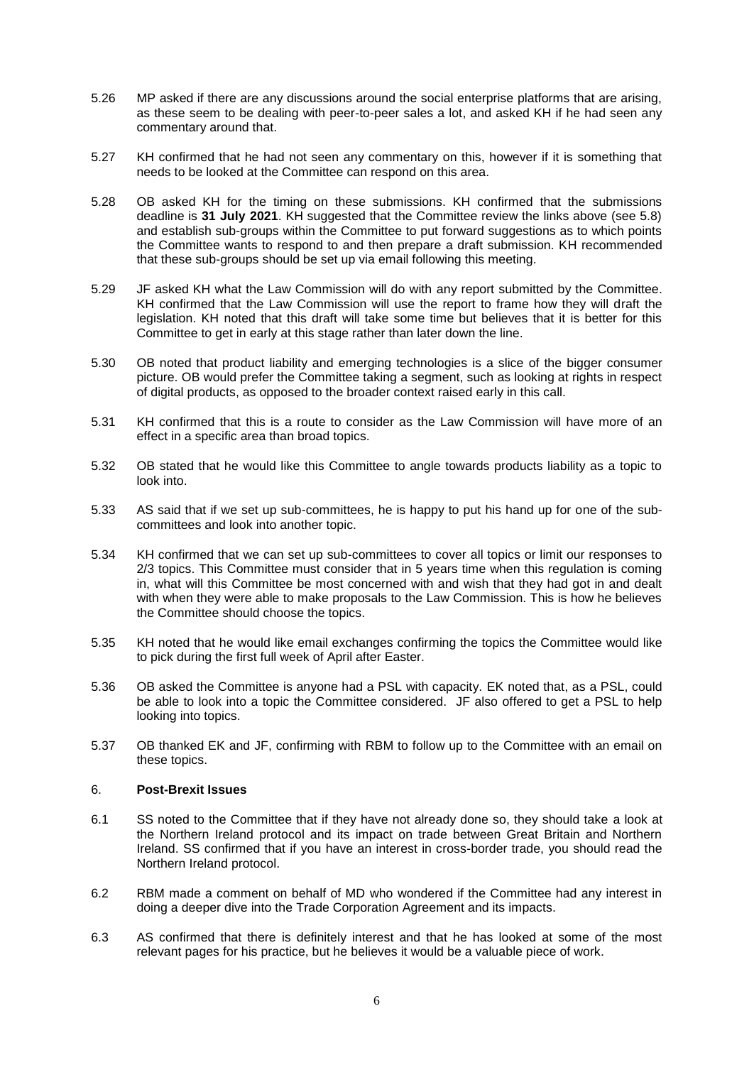5.26 MP asked if there are any discussions around the social enterprise platforms that are arising, as these seem to be dealing with peer-to-peer sales a lot, and asked KH if he had seen any commentary around that.

5.27 KH confirmed that he had not seen any commentary on this, however if it is something that needs to be looked at the Committee can respond on this area.

5.28 OB asked KH for the timing on these submissions. KH confirmed that the submissions deadline is **31 July 2021**. KH suggested that the Committee review the links above (see 5.8) and establish sub-groups within the Committee to put forward suggestions as to which points the Committee wants to respond to and then prepare a draft submission. KH recommended that these sub-groups should be set up via email following this meeting.

5.29 JF asked KH what the Law Commission will do with any report submitted by the Committee. KH confirmed that the Law Commission will use the report to frame how they will draft the legislation. KH noted that this draft will take some time but believes that it is better for this Committee to get in early at this stage rather than later down the line.

5.30 OB noted that product liability and emerging technologies is a slice of the bigger consumer picture. OB would prefer the Committee taking a segment, such as looking at rights in respect of digital products, as opposed to the broader context raised early in this call.

5.31 KH confirmed that this is a route to consider as the Law Commission will have more of an effect in a specific area than broad topics.

5.32 OB stated that he would like this Committee to angle towards products liability as a topic to look into.

5.33 AS said that if we set up sub-committees, he is happy to put his hand up for one of the sub-committees and look into another topic.

5.34 KH confirmed that we can set up sub-committees to cover all topics or limit our responses to 2/3 topics. This Committee must consider that in 5 years time when this regulation is coming in, what will this Committee be most concerned with and wish that they had got in and dealt with when they were able to make proposals to the Law Commission. This is how he believes the Committee should choose the topics.

5.35 KH noted that he would like email exchanges confirming the topics the Committee would like to pick during the first full week of April after Easter.

5.36 OB asked the Committee is anyone had a PSL with capacity. EK noted that, as a PSL, could be able to look into a topic the Committee considered. JF also offered to get a PSL to help looking into topics.

5.37 OB thanked EK and JF, confirming with RBM to follow up to the Committee with an email on these topics.

## 6. **Post-Brexit Issues**

6.1 SS noted to the Committee that if they have not already done so, they should take a look at the Northern Ireland protocol and its impact on trade between Great Britain and Northern Ireland. SS confirmed that if you have an interest in cross-border trade, you should read the Northern Ireland protocol.

6.2 RBM made a comment on behalf of MD who wondered if the Committee had any interest in doing a deeper dive into the Trade Corporation Agreement and its impacts.

6.3 AS confirmed that there is definitely interest and that he has looked at some of the most relevant pages for his practice, but he believes it would be a valuable piece of work.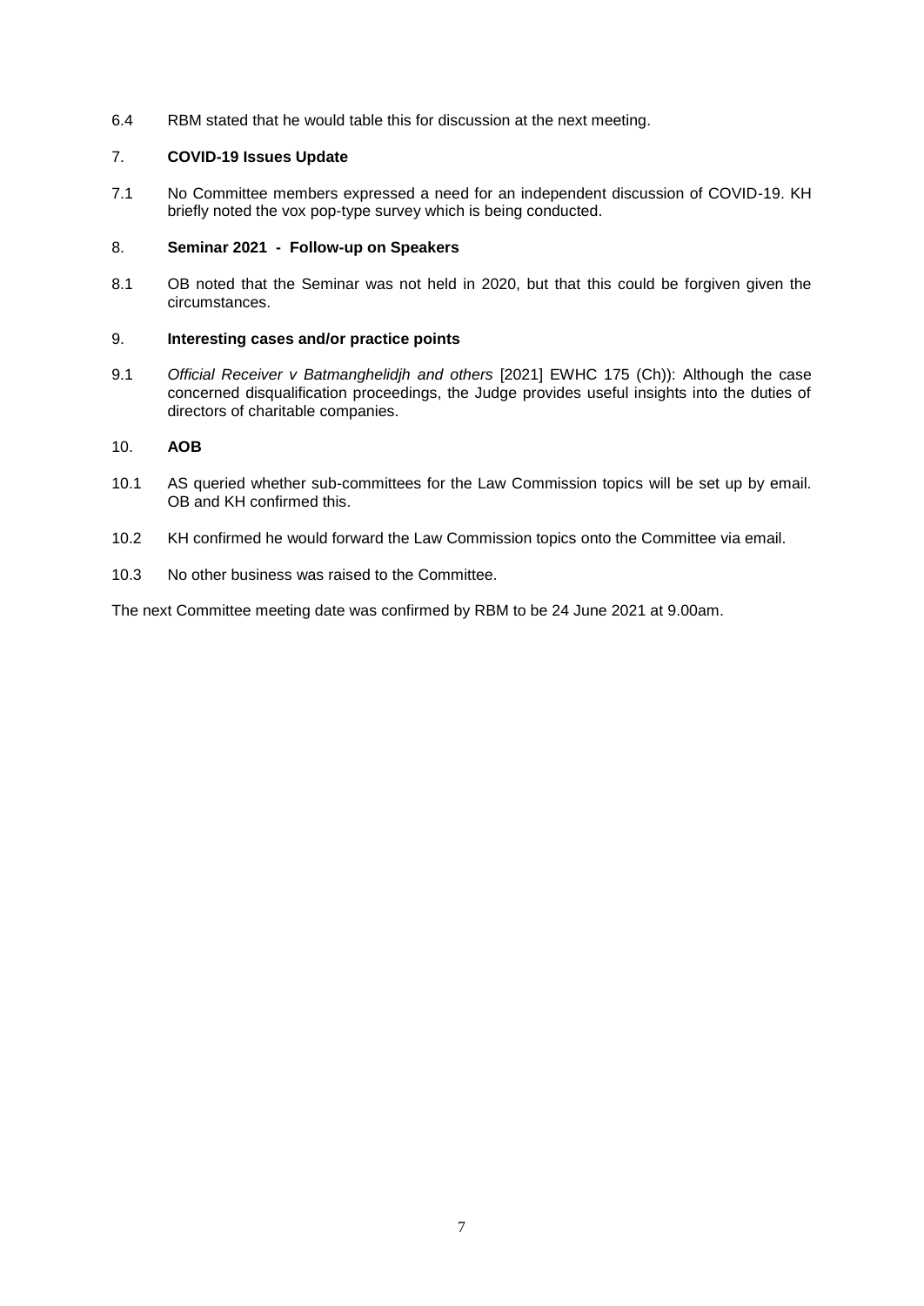6.4 RBM stated that he would table this for discussion at the next meeting.

## 7. **COVID-19 Issues Update**

7.1 No Committee members expressed a need for an independent discussion of COVID-19. KH briefly noted the vox pop-type survey which is being conducted.

## 8. **Seminar 2021 - Follow-up on Speakers**

8.1 OB noted that the Seminar was not held in 2020, but that this could be forgiven given the circumstances.

## 9. **Interesting cases and/or practice points**

9.1 *Official Receiver v Batmanghelidjh and others* [2021] EWHC 175 (Ch)): Although the case concerned disqualification proceedings, the Judge provides useful insights into the duties of directors of charitable companies.

## 10. **AOB**

10.1 AS queried whether sub-committees for the Law Commission topics will be set up by email. OB and KH confirmed this.

10.2 KH confirmed he would forward the Law Commission topics onto the Committee via email.

10.3 No other business was raised to the Committee.

The next Committee meeting date was confirmed by RBM to be 24 June 2021 at 9.00am.